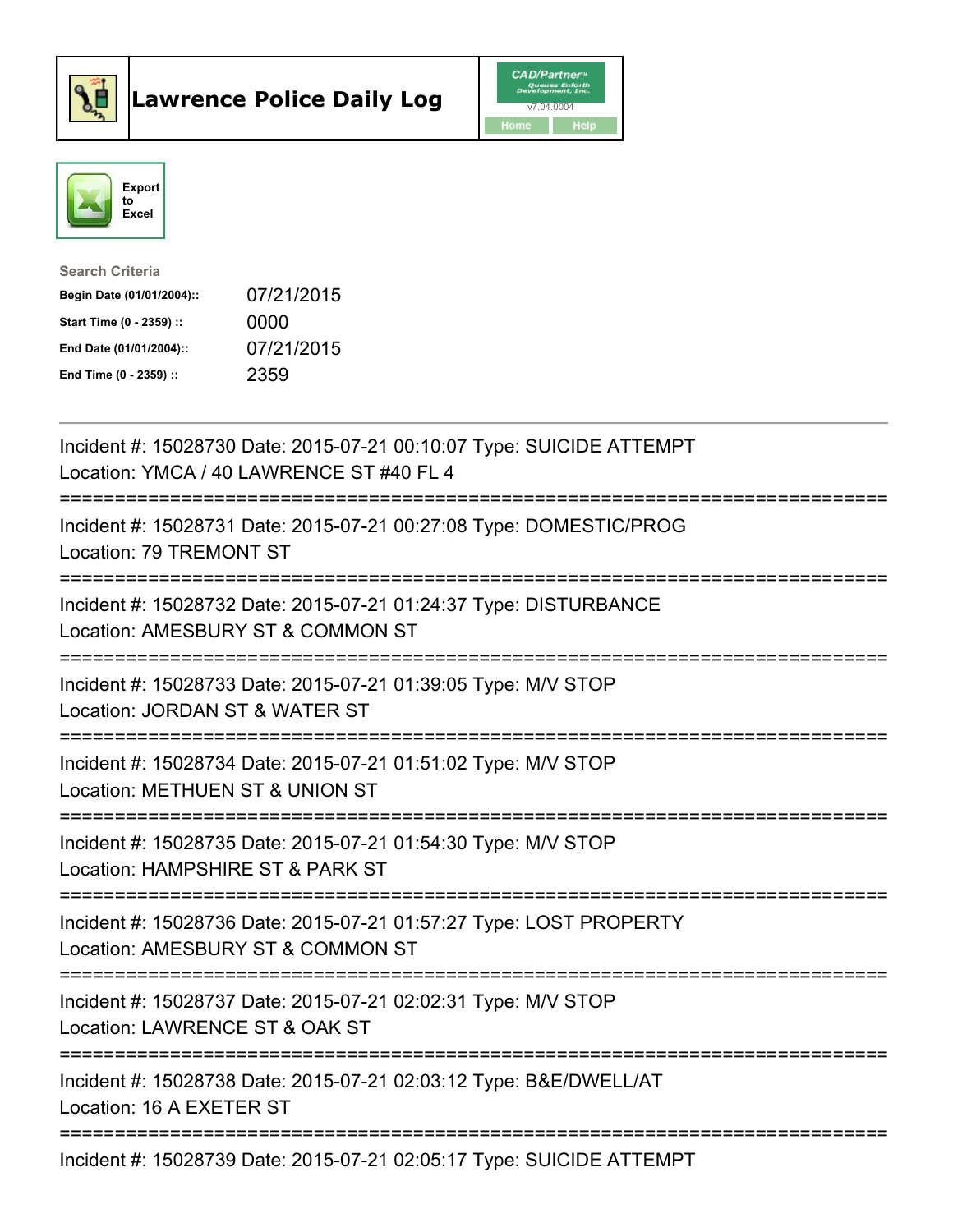# Lawrence Police Daily Log

CAD/Partner v7.04.0004

Home | Help

Export to Excel

**Search Criteria**

| | |
|---|---|
| **Begin Date (01/01/2004)::** | 07/21/2015 |
| **Start Time (0 - 2359) ::** | 0000 |
| **End Date (01/01/2004)::** | 07/21/2015 |
| **End Time (0 - 2359) ::** | 2359 |

---

Incident #: 15028730 Date: 2015-07-21 00:10:07 Type: SUICIDE ATTEMPT
Location: YMCA / 40 LAWRENCE ST #40 FL 4

===========================================================================

Incident #: 15028731 Date: 2015-07-21 00:27:08 Type: DOMESTIC/PROG
Location: 79 TREMONT ST

===========================================================================

Incident #: 15028732 Date: 2015-07-21 01:24:37 Type: DISTURBANCE
Location: AMESBURY ST & COMMON ST

===========================================================================

Incident #: 15028733 Date: 2015-07-21 01:39:05 Type: M/V STOP
Location: JORDAN ST & WATER ST

===========================================================================

Incident #: 15028734 Date: 2015-07-21 01:51:02 Type: M/V STOP
Location: METHUEN ST & UNION ST

===========================================================================

Incident #: 15028735 Date: 2015-07-21 01:54:30 Type: M/V STOP
Location: HAMPSHIRE ST & PARK ST

===========================================================================

Incident #: 15028736 Date: 2015-07-21 01:57:27 Type: LOST PROPERTY
Location: AMESBURY ST & COMMON ST

===========================================================================

Incident #: 15028737 Date: 2015-07-21 02:02:31 Type: M/V STOP
Location: LAWRENCE ST & OAK ST

===========================================================================

Incident #: 15028738 Date: 2015-07-21 02:03:12 Type: B&E/DWELL/AT
Location: 16 A EXETER ST

===========================================================================

Incident #: 15028739 Date: 2015-07-21 02:05:17 Type: SUICIDE ATTEMPT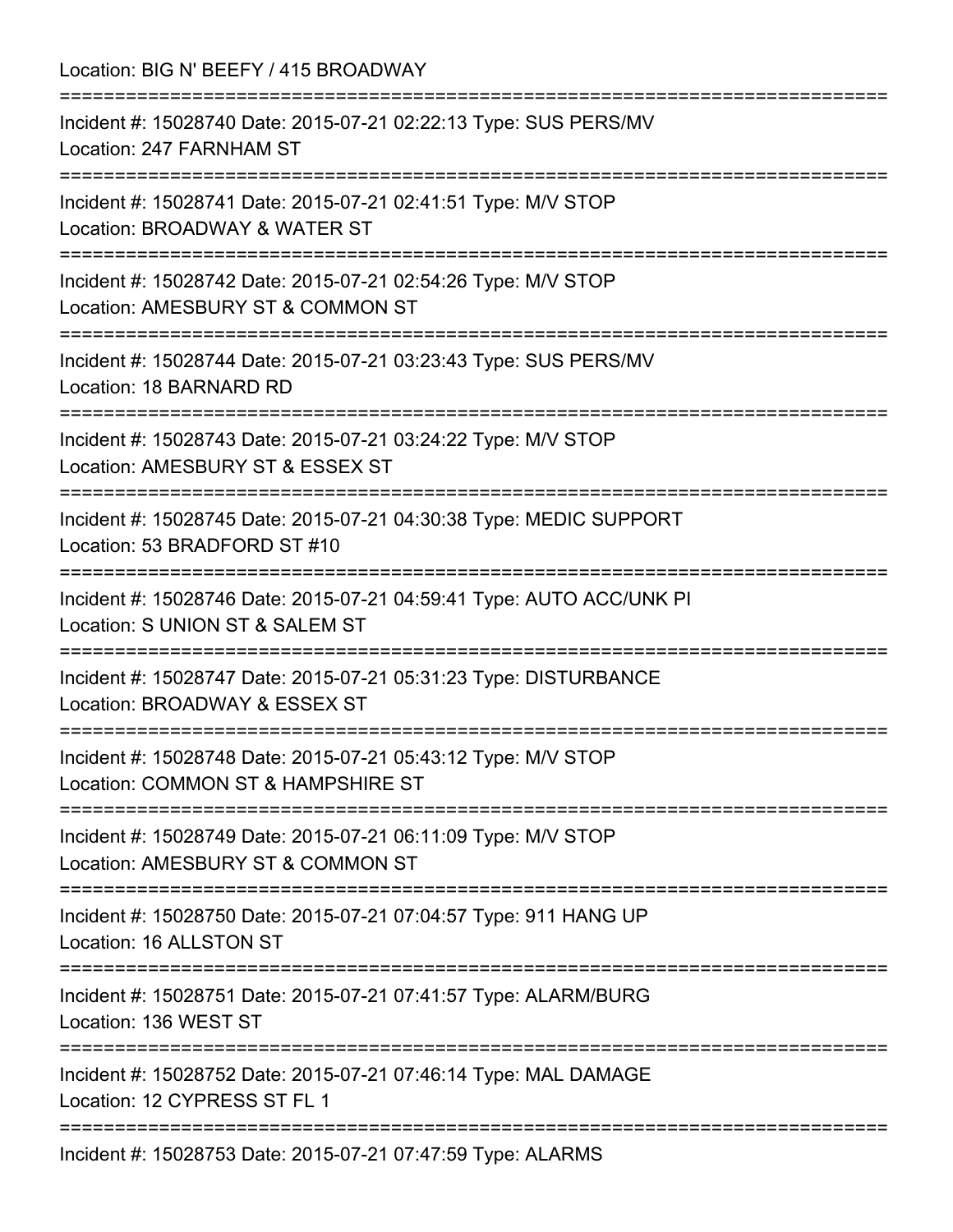Location: BIG N' BEEFY / 415 BROADWAY

===========================================================================

Incident #: 15028740 Date: 2015-07-21 02:22:13 Type: SUS PERS/MV
Location: 247 FARNHAM ST

===========================================================================

Incident #: 15028741 Date: 2015-07-21 02:41:51 Type: M/V STOP
Location: BROADWAY & WATER ST

===========================================================================

Incident #: 15028742 Date: 2015-07-21 02:54:26 Type: M/V STOP
Location: AMESBURY ST & COMMON ST

===========================================================================

Incident #: 15028744 Date: 2015-07-21 03:23:43 Type: SUS PERS/MV
Location: 18 BARNARD RD

===========================================================================

Incident #: 15028743 Date: 2015-07-21 03:24:22 Type: M/V STOP
Location: AMESBURY ST & ESSEX ST

===========================================================================

Incident #: 15028745 Date: 2015-07-21 04:30:38 Type: MEDIC SUPPORT
Location: 53 BRADFORD ST #10

===========================================================================

Incident #: 15028746 Date: 2015-07-21 04:59:41 Type: AUTO ACC/UNK PI
Location: S UNION ST & SALEM ST

===========================================================================

Incident #: 15028747 Date: 2015-07-21 05:31:23 Type: DISTURBANCE
Location: BROADWAY & ESSEX ST

===========================================================================

Incident #: 15028748 Date: 2015-07-21 05:43:12 Type: M/V STOP
Location: COMMON ST & HAMPSHIRE ST

===========================================================================

Incident #: 15028749 Date: 2015-07-21 06:11:09 Type: M/V STOP
Location: AMESBURY ST & COMMON ST

===========================================================================

Incident #: 15028750 Date: 2015-07-21 07:04:57 Type: 911 HANG UP
Location: 16 ALLSTON ST

===========================================================================

Incident #: 15028751 Date: 2015-07-21 07:41:57 Type: ALARM/BURG
Location: 136 WEST ST

===========================================================================

Incident #: 15028752 Date: 2015-07-21 07:46:14 Type: MAL DAMAGE
Location: 12 CYPRESS ST FL 1

===========================================================================

Incident #: 15028753 Date: 2015-07-21 07:47:59 Type: ALARMS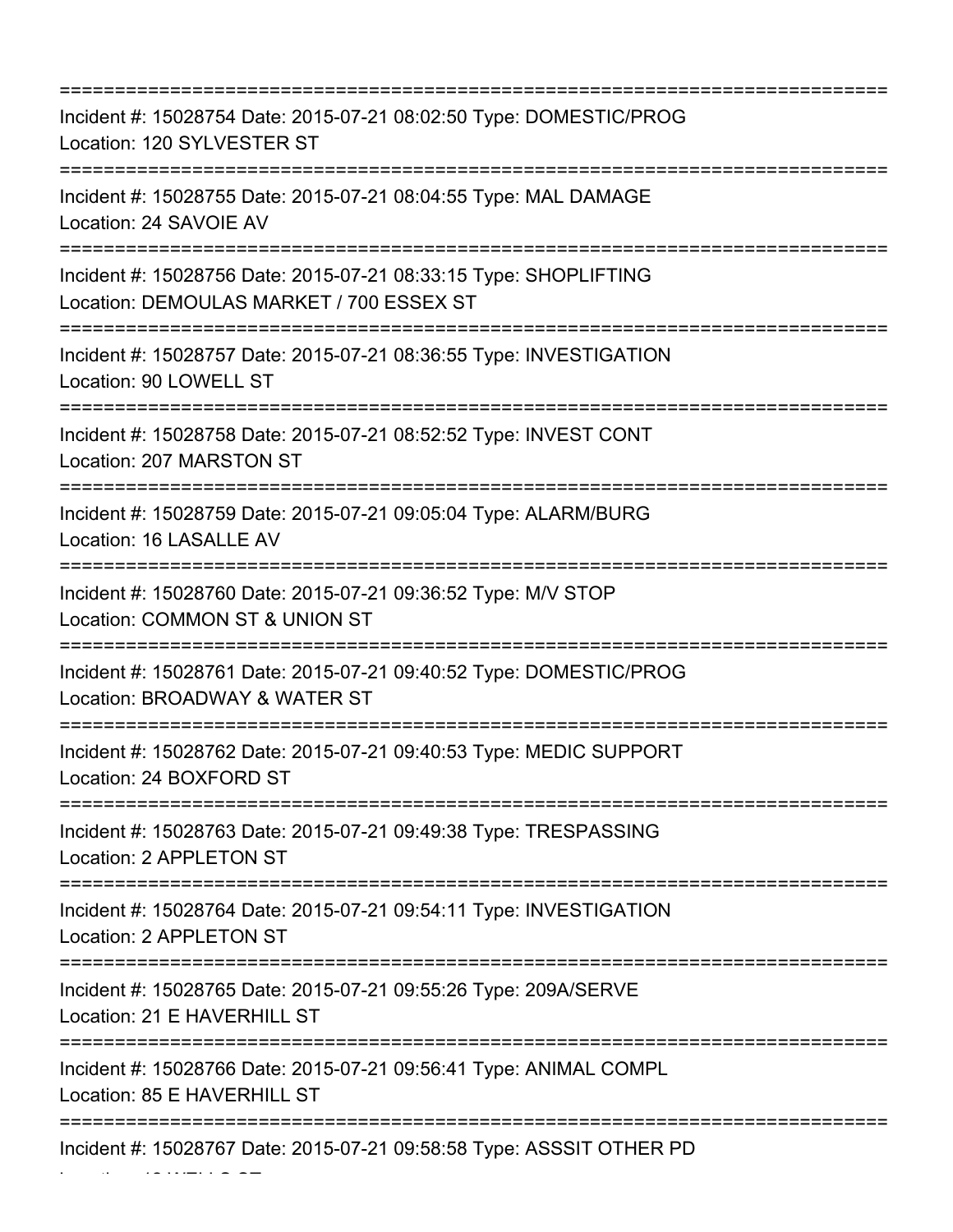===========================================================================

Incident #: 15028754 Date: 2015-07-21 08:02:50 Type: DOMESTIC/PROG
Location: 120 SYLVESTER ST

===========================================================================

Incident #: 15028755 Date: 2015-07-21 08:04:55 Type: MAL DAMAGE
Location: 24 SAVOIE AV

===========================================================================

Incident #: 15028756 Date: 2015-07-21 08:33:15 Type: SHOPLIFTING
Location: DEMOULAS MARKET / 700 ESSEX ST

===========================================================================

Incident #: 15028757 Date: 2015-07-21 08:36:55 Type: INVESTIGATION
Location: 90 LOWELL ST

===========================================================================

Incident #: 15028758 Date: 2015-07-21 08:52:52 Type: INVEST CONT
Location: 207 MARSTON ST

===========================================================================

Incident #: 15028759 Date: 2015-07-21 09:05:04 Type: ALARM/BURG
Location: 16 LASALLE AV

===========================================================================

Incident #: 15028760 Date: 2015-07-21 09:36:52 Type: M/V STOP
Location: COMMON ST & UNION ST

===========================================================================

Incident #: 15028761 Date: 2015-07-21 09:40:52 Type: DOMESTIC/PROG
Location: BROADWAY & WATER ST

===========================================================================

Incident #: 15028762 Date: 2015-07-21 09:40:53 Type: MEDIC SUPPORT
Location: 24 BOXFORD ST

===========================================================================

Incident #: 15028763 Date: 2015-07-21 09:49:38 Type: TRESPASSING
Location: 2 APPLETON ST

===========================================================================

Incident #: 15028764 Date: 2015-07-21 09:54:11 Type: INVESTIGATION
Location: 2 APPLETON ST

===========================================================================

Incident #: 15028765 Date: 2015-07-21 09:55:26 Type: 209A/SERVE
Location: 21 E HAVERHILL ST

===========================================================================

Incident #: 15028766 Date: 2015-07-21 09:56:41 Type: ANIMAL COMPL
Location: 85 E HAVERHILL ST

===========================================================================

Incident #: 15028767 Date: 2015-07-21 09:58:58 Type: ASSSIT OTHER PD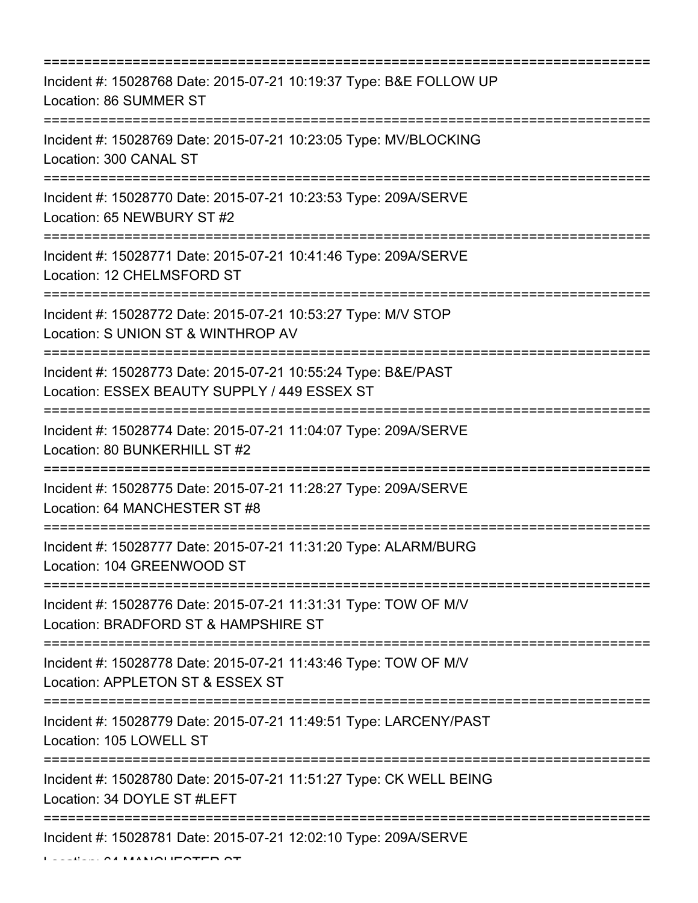===========================================================================
Incident #: 15028768 Date: 2015-07-21 10:19:37 Type: B&E FOLLOW UP
Location: 86 SUMMER ST
===========================================================================
Incident #: 15028769 Date: 2015-07-21 10:23:05 Type: MV/BLOCKING
Location: 300 CANAL ST
===========================================================================
Incident #: 15028770 Date: 2015-07-21 10:23:53 Type: 209A/SERVE
Location: 65 NEWBURY ST #2
===========================================================================
Incident #: 15028771 Date: 2015-07-21 10:41:46 Type: 209A/SERVE
Location: 12 CHELMSFORD ST
===========================================================================
Incident #: 15028772 Date: 2015-07-21 10:53:27 Type: M/V STOP
Location: S UNION ST & WINTHROP AV
===========================================================================
Incident #: 15028773 Date: 2015-07-21 10:55:24 Type: B&E/PAST
Location: ESSEX BEAUTY SUPPLY / 449 ESSEX ST
===========================================================================
Incident #: 15028774 Date: 2015-07-21 11:04:07 Type: 209A/SERVE
Location: 80 BUNKERHILL ST #2
===========================================================================
Incident #: 15028775 Date: 2015-07-21 11:28:27 Type: 209A/SERVE
Location: 64 MANCHESTER ST #8
===========================================================================
Incident #: 15028777 Date: 2015-07-21 11:31:20 Type: ALARM/BURG
Location: 104 GREENWOOD ST
===========================================================================
Incident #: 15028776 Date: 2015-07-21 11:31:31 Type: TOW OF M/V
Location: BRADFORD ST & HAMPSHIRE ST
===========================================================================
Incident #: 15028778 Date: 2015-07-21 11:43:46 Type: TOW OF M/V
Location: APPLETON ST & ESSEX ST
===========================================================================
Incident #: 15028779 Date: 2015-07-21 11:49:51 Type: LARCENY/PAST
Location: 105 LOWELL ST
===========================================================================
Incident #: 15028780 Date: 2015-07-21 11:51:27 Type: CK WELL BEING
Location: 34 DOYLE ST #LEFT
===========================================================================
Incident #: 15028781 Date: 2015-07-21 12:02:10 Type: 209A/SERVE
Location: 64 MANCHESTER ST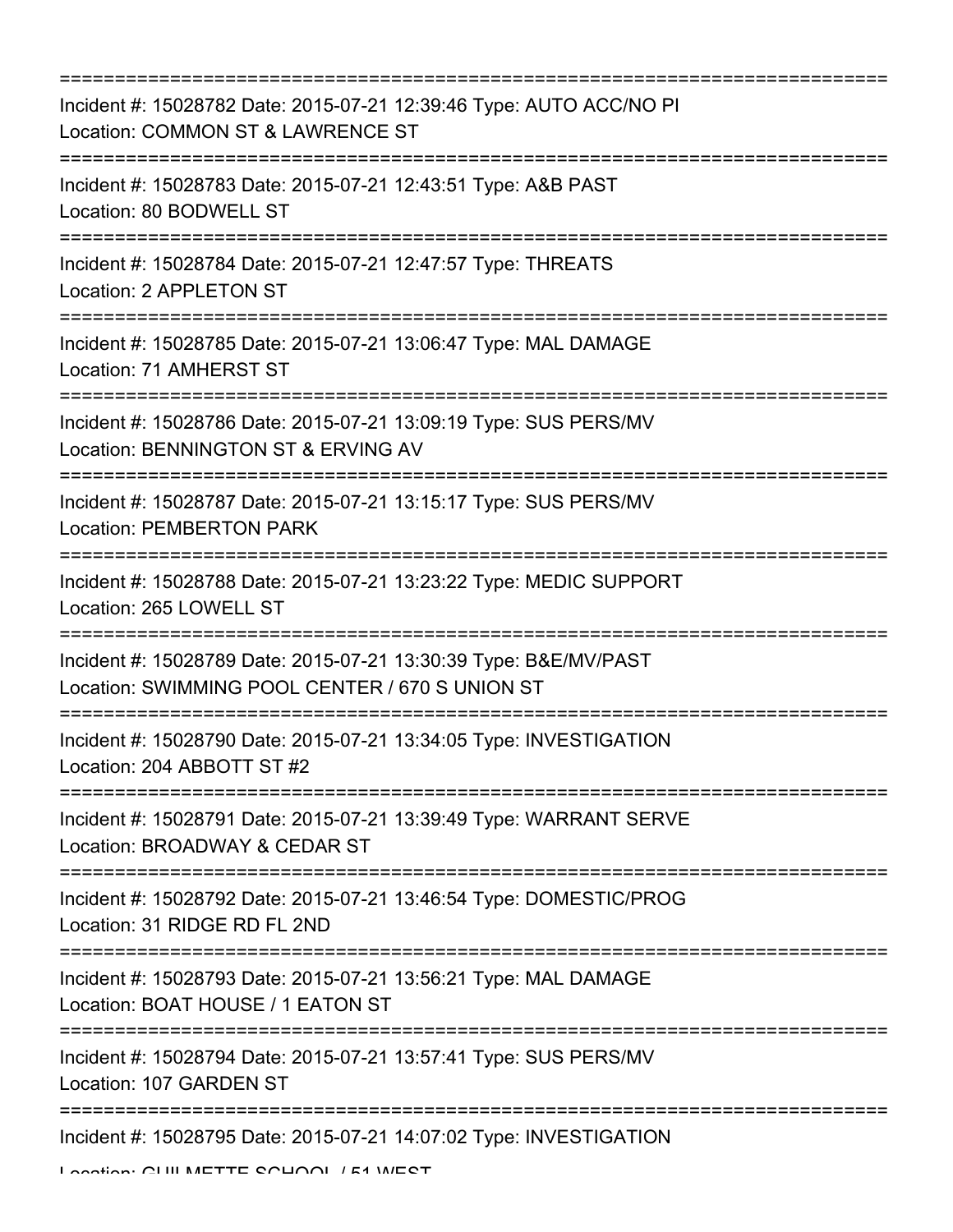===========================================================================
Incident #: 15028782 Date: 2015-07-21 12:39:46 Type: AUTO ACC/NO PI
Location: COMMON ST & LAWRENCE ST
===========================================================================
Incident #: 15028783 Date: 2015-07-21 12:43:51 Type: A&B PAST
Location: 80 BODWELL ST
===========================================================================
Incident #: 15028784 Date: 2015-07-21 12:47:57 Type: THREATS
Location: 2 APPLETON ST
===========================================================================
Incident #: 15028785 Date: 2015-07-21 13:06:47 Type: MAL DAMAGE
Location: 71 AMHERST ST
===========================================================================
Incident #: 15028786 Date: 2015-07-21 13:09:19 Type: SUS PERS/MV
Location: BENNINGTON ST & ERVING AV
===========================================================================
Incident #: 15028787 Date: 2015-07-21 13:15:17 Type: SUS PERS/MV
Location: PEMBERTON PARK
===========================================================================
Incident #: 15028788 Date: 2015-07-21 13:23:22 Type: MEDIC SUPPORT
Location: 265 LOWELL ST
===========================================================================
Incident #: 15028789 Date: 2015-07-21 13:30:39 Type: B&E/MV/PAST
Location: SWIMMING POOL CENTER / 670 S UNION ST
===========================================================================
Incident #: 15028790 Date: 2015-07-21 13:34:05 Type: INVESTIGATION
Location: 204 ABBOTT ST #2
===========================================================================
Incident #: 15028791 Date: 2015-07-21 13:39:49 Type: WARRANT SERVE
Location: BROADWAY & CEDAR ST
===========================================================================
Incident #: 15028792 Date: 2015-07-21 13:46:54 Type: DOMESTIC/PROG
Location: 31 RIDGE RD FL 2ND
===========================================================================
Incident #: 15028793 Date: 2015-07-21 13:56:21 Type: MAL DAMAGE
Location: BOAT HOUSE / 1 EATON ST
===========================================================================
Incident #: 15028794 Date: 2015-07-21 13:57:41 Type: SUS PERS/MV
Location: 107 GARDEN ST
===========================================================================
Incident #: 15028795 Date: 2015-07-21 14:07:02 Type: INVESTIGATION
Location: GUILMETTE SCHOOL / 51 WEST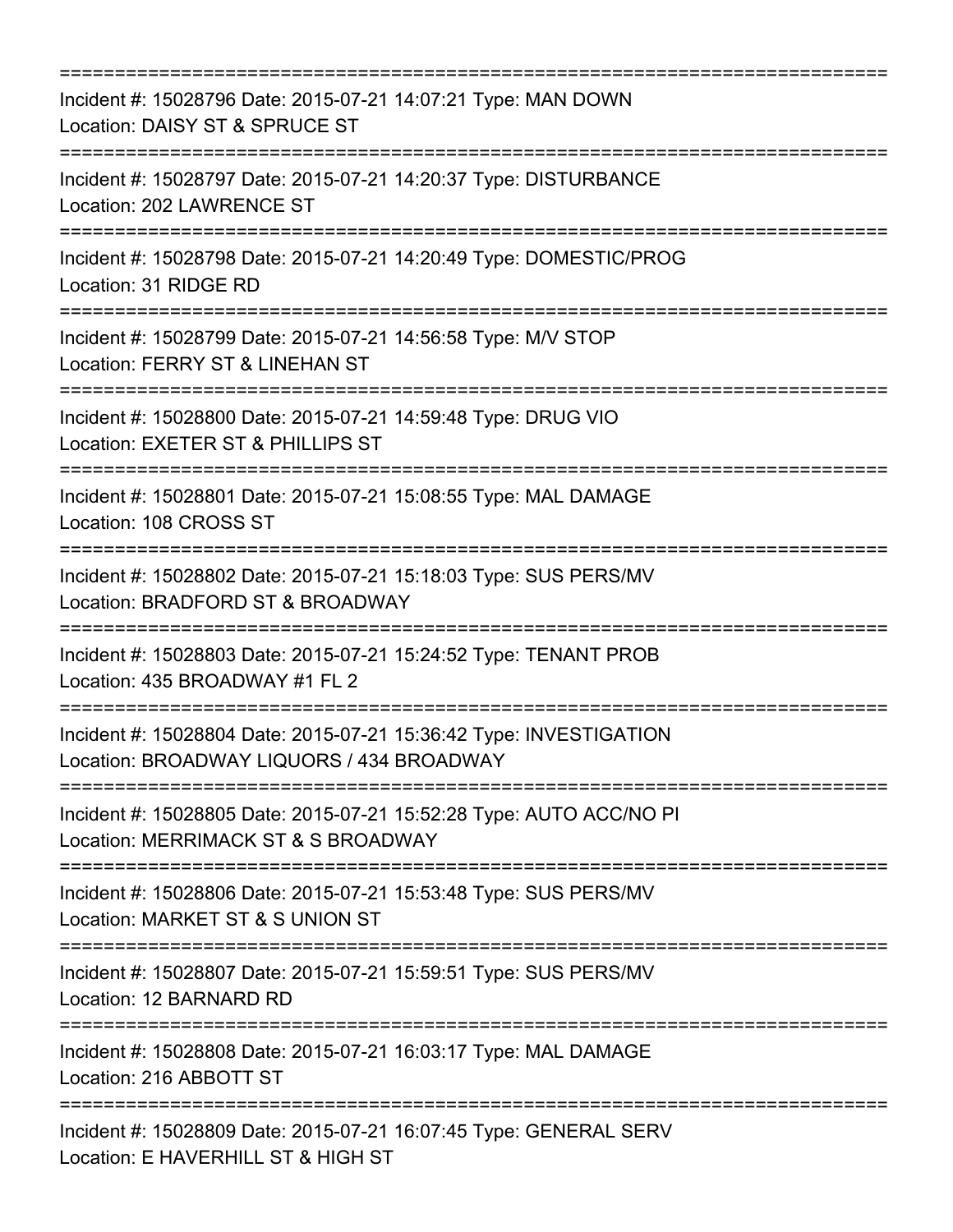Incident #: 15028796 Date: 2015-07-21 14:07:21 Type: MAN DOWN
Location: DAISY ST & SPRUCE ST

Incident #: 15028797 Date: 2015-07-21 14:20:37 Type: DISTURBANCE
Location: 202 LAWRENCE ST

Incident #: 15028798 Date: 2015-07-21 14:20:49 Type: DOMESTIC/PROG
Location: 31 RIDGE RD

Incident #: 15028799 Date: 2015-07-21 14:56:58 Type: M/V STOP
Location: FERRY ST & LINEHAN ST

Incident #: 15028800 Date: 2015-07-21 14:59:48 Type: DRUG VIO
Location: EXETER ST & PHILLIPS ST

Incident #: 15028801 Date: 2015-07-21 15:08:55 Type: MAL DAMAGE
Location: 108 CROSS ST

Incident #: 15028802 Date: 2015-07-21 15:18:03 Type: SUS PERS/MV
Location: BRADFORD ST & BROADWAY

Incident #: 15028803 Date: 2015-07-21 15:24:52 Type: TENANT PROB
Location: 435 BROADWAY #1 FL 2

Incident #: 15028804 Date: 2015-07-21 15:36:42 Type: INVESTIGATION
Location: BROADWAY LIQUORS / 434 BROADWAY

Incident #: 15028805 Date: 2015-07-21 15:52:28 Type: AUTO ACC/NO PI
Location: MERRIMACK ST & S BROADWAY

Incident #: 15028806 Date: 2015-07-21 15:53:48 Type: SUS PERS/MV
Location: MARKET ST & S UNION ST

Incident #: 15028807 Date: 2015-07-21 15:59:51 Type: SUS PERS/MV
Location: 12 BARNARD RD

Incident #: 15028808 Date: 2015-07-21 16:03:17 Type: MAL DAMAGE
Location: 216 ABBOTT ST

Incident #: 15028809 Date: 2015-07-21 16:07:45 Type: GENERAL SERV
Location: E HAVERHILL ST & HIGH ST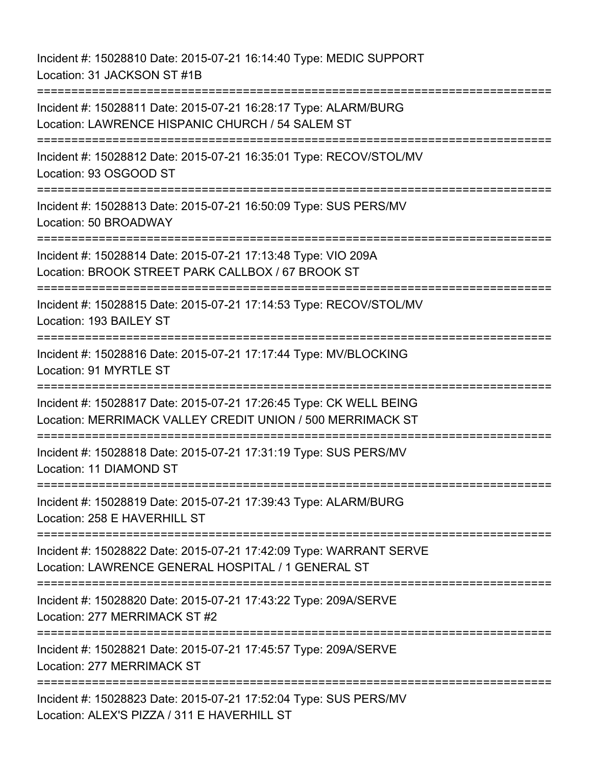Incident #: 15028810 Date: 2015-07-21 16:14:40 Type: MEDIC SUPPORT
Location: 31 JACKSON ST #1B

===========================================================================

Incident #: 15028811 Date: 2015-07-21 16:28:17 Type: ALARM/BURG
Location: LAWRENCE HISPANIC CHURCH / 54 SALEM ST

===========================================================================

Incident #: 15028812 Date: 2015-07-21 16:35:01 Type: RECOV/STOL/MV
Location: 93 OSGOOD ST

===========================================================================

Incident #: 15028813 Date: 2015-07-21 16:50:09 Type: SUS PERS/MV
Location: 50 BROADWAY

===========================================================================

Incident #: 15028814 Date: 2015-07-21 17:13:48 Type: VIO 209A
Location: BROOK STREET PARK CALLBOX / 67 BROOK ST

===========================================================================

Incident #: 15028815 Date: 2015-07-21 17:14:53 Type: RECOV/STOL/MV
Location: 193 BAILEY ST

===========================================================================

Incident #: 15028816 Date: 2015-07-21 17:17:44 Type: MV/BLOCKING
Location: 91 MYRTLE ST

===========================================================================

Incident #: 15028817 Date: 2015-07-21 17:26:45 Type: CK WELL BEING
Location: MERRIMACK VALLEY CREDIT UNION / 500 MERRIMACK ST

===========================================================================

Incident #: 15028818 Date: 2015-07-21 17:31:19 Type: SUS PERS/MV
Location: 11 DIAMOND ST

===========================================================================

Incident #: 15028819 Date: 2015-07-21 17:39:43 Type: ALARM/BURG
Location: 258 E HAVERHILL ST

===========================================================================

Incident #: 15028822 Date: 2015-07-21 17:42:09 Type: WARRANT SERVE
Location: LAWRENCE GENERAL HOSPITAL / 1 GENERAL ST

===========================================================================

Incident #: 15028820 Date: 2015-07-21 17:43:22 Type: 209A/SERVE
Location: 277 MERRIMACK ST #2

===========================================================================

Incident #: 15028821 Date: 2015-07-21 17:45:57 Type: 209A/SERVE
Location: 277 MERRIMACK ST

===========================================================================

Incident #: 15028823 Date: 2015-07-21 17:52:04 Type: SUS PERS/MV
Location: ALEX'S PIZZA / 311 E HAVERHILL ST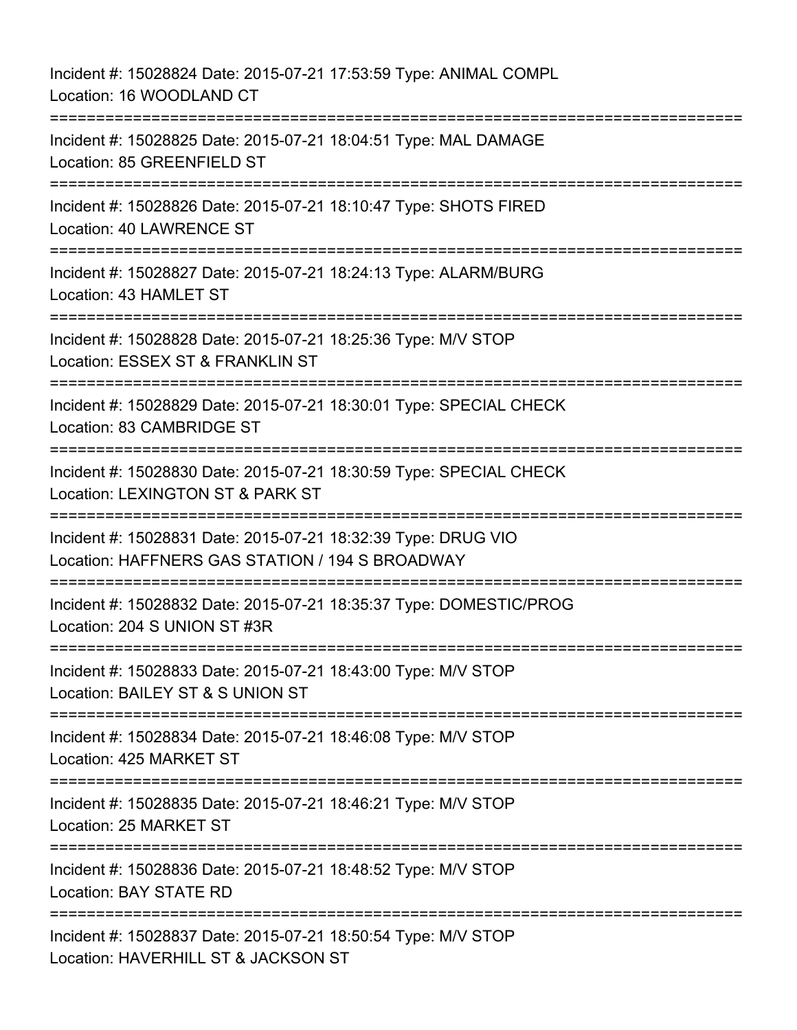Incident #: 15028824 Date: 2015-07-21 17:53:59 Type: ANIMAL COMPL
Location: 16 WOODLAND CT

===========================================================================

Incident #: 15028825 Date: 2015-07-21 18:04:51 Type: MAL DAMAGE
Location: 85 GREENFIELD ST

===========================================================================

Incident #: 15028826 Date: 2015-07-21 18:10:47 Type: SHOTS FIRED
Location: 40 LAWRENCE ST

===========================================================================

Incident #: 15028827 Date: 2015-07-21 18:24:13 Type: ALARM/BURG
Location: 43 HAMLET ST

===========================================================================

Incident #: 15028828 Date: 2015-07-21 18:25:36 Type: M/V STOP
Location: ESSEX ST & FRANKLIN ST

===========================================================================

Incident #: 15028829 Date: 2015-07-21 18:30:01 Type: SPECIAL CHECK
Location: 83 CAMBRIDGE ST

===========================================================================

Incident #: 15028830 Date: 2015-07-21 18:30:59 Type: SPECIAL CHECK
Location: LEXINGTON ST & PARK ST

===========================================================================

Incident #: 15028831 Date: 2015-07-21 18:32:39 Type: DRUG VIO
Location: HAFFNERS GAS STATION / 194 S BROADWAY

===========================================================================

Incident #: 15028832 Date: 2015-07-21 18:35:37 Type: DOMESTIC/PROG
Location: 204 S UNION ST #3R

===========================================================================

Incident #: 15028833 Date: 2015-07-21 18:43:00 Type: M/V STOP
Location: BAILEY ST & S UNION ST

===========================================================================

Incident #: 15028834 Date: 2015-07-21 18:46:08 Type: M/V STOP
Location: 425 MARKET ST

===========================================================================

Incident #: 15028835 Date: 2015-07-21 18:46:21 Type: M/V STOP
Location: 25 MARKET ST

===========================================================================

Incident #: 15028836 Date: 2015-07-21 18:48:52 Type: M/V STOP
Location: BAY STATE RD

===========================================================================

Incident #: 15028837 Date: 2015-07-21 18:50:54 Type: M/V STOP
Location: HAVERHILL ST & JACKSON ST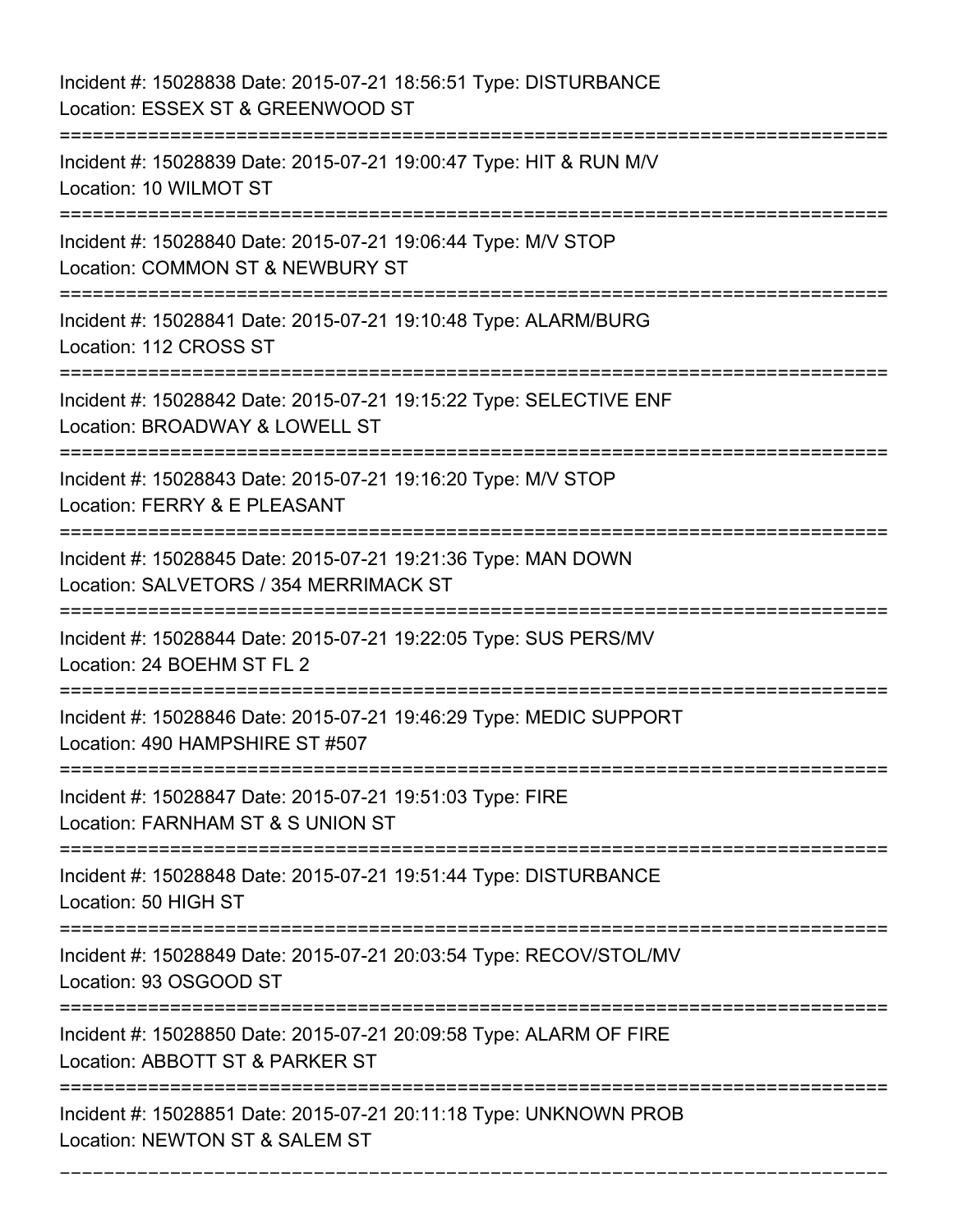Incident #: 15028838 Date: 2015-07-21 18:56:51 Type: DISTURBANCE
Location: ESSEX ST & GREENWOOD ST

===========================================================================

Incident #: 15028839 Date: 2015-07-21 19:00:47 Type: HIT & RUN M/V
Location: 10 WILMOT ST

===========================================================================

Incident #: 15028840 Date: 2015-07-21 19:06:44 Type: M/V STOP
Location: COMMON ST & NEWBURY ST

===========================================================================

Incident #: 15028841 Date: 2015-07-21 19:10:48 Type: ALARM/BURG
Location: 112 CROSS ST

===========================================================================

Incident #: 15028842 Date: 2015-07-21 19:15:22 Type: SELECTIVE ENF
Location: BROADWAY & LOWELL ST

===========================================================================

Incident #: 15028843 Date: 2015-07-21 19:16:20 Type: M/V STOP
Location: FERRY & E PLEASANT

===========================================================================

Incident #: 15028845 Date: 2015-07-21 19:21:36 Type: MAN DOWN
Location: SALVETORS / 354 MERRIMACK ST

===========================================================================

Incident #: 15028844 Date: 2015-07-21 19:22:05 Type: SUS PERS/MV
Location: 24 BOEHM ST FL 2

===========================================================================

Incident #: 15028846 Date: 2015-07-21 19:46:29 Type: MEDIC SUPPORT
Location: 490 HAMPSHIRE ST #507

===========================================================================

Incident #: 15028847 Date: 2015-07-21 19:51:03 Type: FIRE
Location: FARNHAM ST & S UNION ST

===========================================================================

Incident #: 15028848 Date: 2015-07-21 19:51:44 Type: DISTURBANCE
Location: 50 HIGH ST

===========================================================================

Incident #: 15028849 Date: 2015-07-21 20:03:54 Type: RECOV/STOL/MV
Location: 93 OSGOOD ST

===========================================================================

Incident #: 15028850 Date: 2015-07-21 20:09:58 Type: ALARM OF FIRE
Location: ABBOTT ST & PARKER ST

===========================================================================

Incident #: 15028851 Date: 2015-07-21 20:11:18 Type: UNKNOWN PROB
Location: NEWTON ST & SALEM ST

---------------------------------------------------------------------------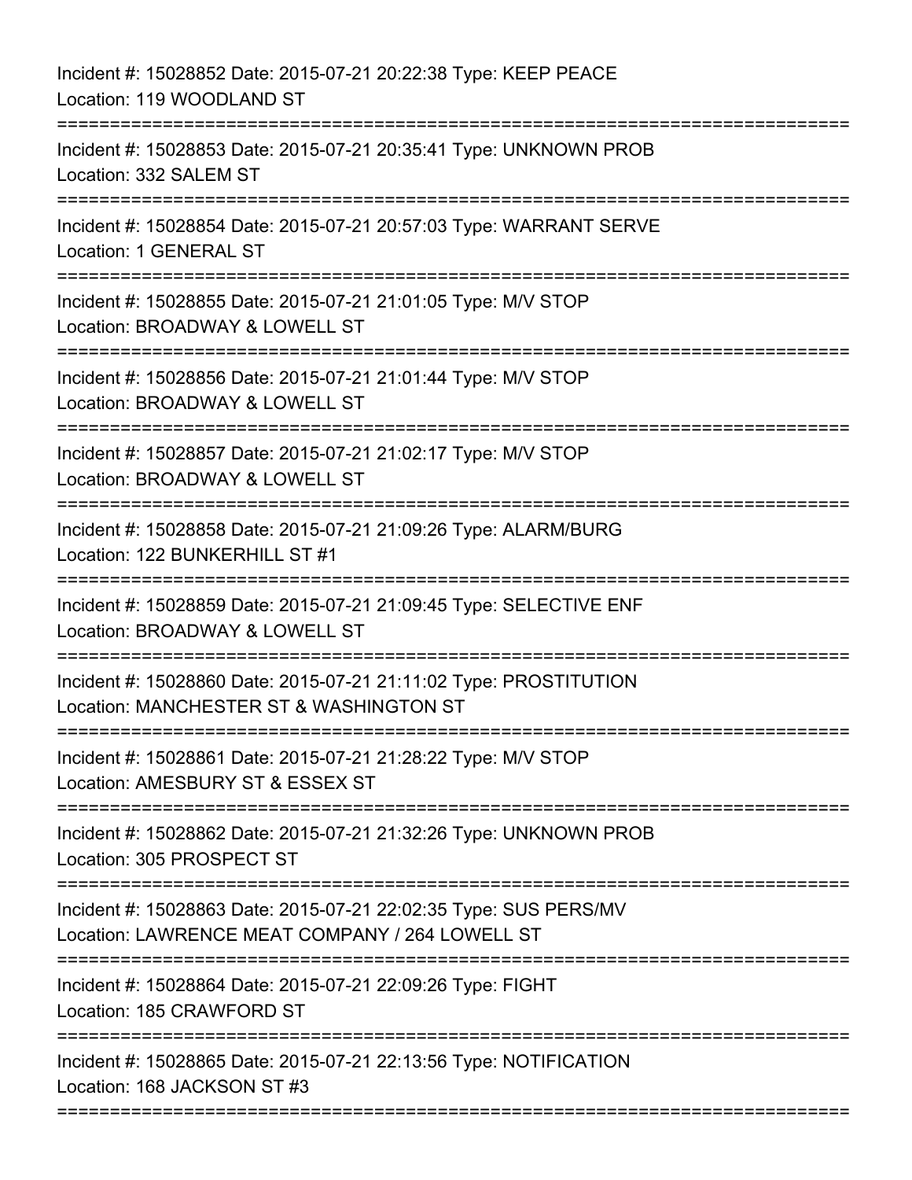Incident #: 15028852 Date: 2015-07-21 20:22:38 Type: KEEP PEACE
Location: 119 WOODLAND ST

===========================================================================

Incident #: 15028853 Date: 2015-07-21 20:35:41 Type: UNKNOWN PROB
Location: 332 SALEM ST

===========================================================================

Incident #: 15028854 Date: 2015-07-21 20:57:03 Type: WARRANT SERVE
Location: 1 GENERAL ST

===========================================================================

Incident #: 15028855 Date: 2015-07-21 21:01:05 Type: M/V STOP
Location: BROADWAY & LOWELL ST

===========================================================================

Incident #: 15028856 Date: 2015-07-21 21:01:44 Type: M/V STOP
Location: BROADWAY & LOWELL ST

===========================================================================

Incident #: 15028857 Date: 2015-07-21 21:02:17 Type: M/V STOP
Location: BROADWAY & LOWELL ST

===========================================================================

Incident #: 15028858 Date: 2015-07-21 21:09:26 Type: ALARM/BURG
Location: 122 BUNKERHILL ST #1

===========================================================================

Incident #: 15028859 Date: 2015-07-21 21:09:45 Type: SELECTIVE ENF
Location: BROADWAY & LOWELL ST

===========================================================================

Incident #: 15028860 Date: 2015-07-21 21:11:02 Type: PROSTITUTION
Location: MANCHESTER ST & WASHINGTON ST

===========================================================================

Incident #: 15028861 Date: 2015-07-21 21:28:22 Type: M/V STOP
Location: AMESBURY ST & ESSEX ST

===========================================================================

Incident #: 15028862 Date: 2015-07-21 21:32:26 Type: UNKNOWN PROB
Location: 305 PROSPECT ST

===========================================================================

Incident #: 15028863 Date: 2015-07-21 22:02:35 Type: SUS PERS/MV
Location: LAWRENCE MEAT COMPANY / 264 LOWELL ST

===========================================================================

Incident #: 15028864 Date: 2015-07-21 22:09:26 Type: FIGHT
Location: 185 CRAWFORD ST

===========================================================================

Incident #: 15028865 Date: 2015-07-21 22:13:56 Type: NOTIFICATION
Location: 168 JACKSON ST #3

===========================================================================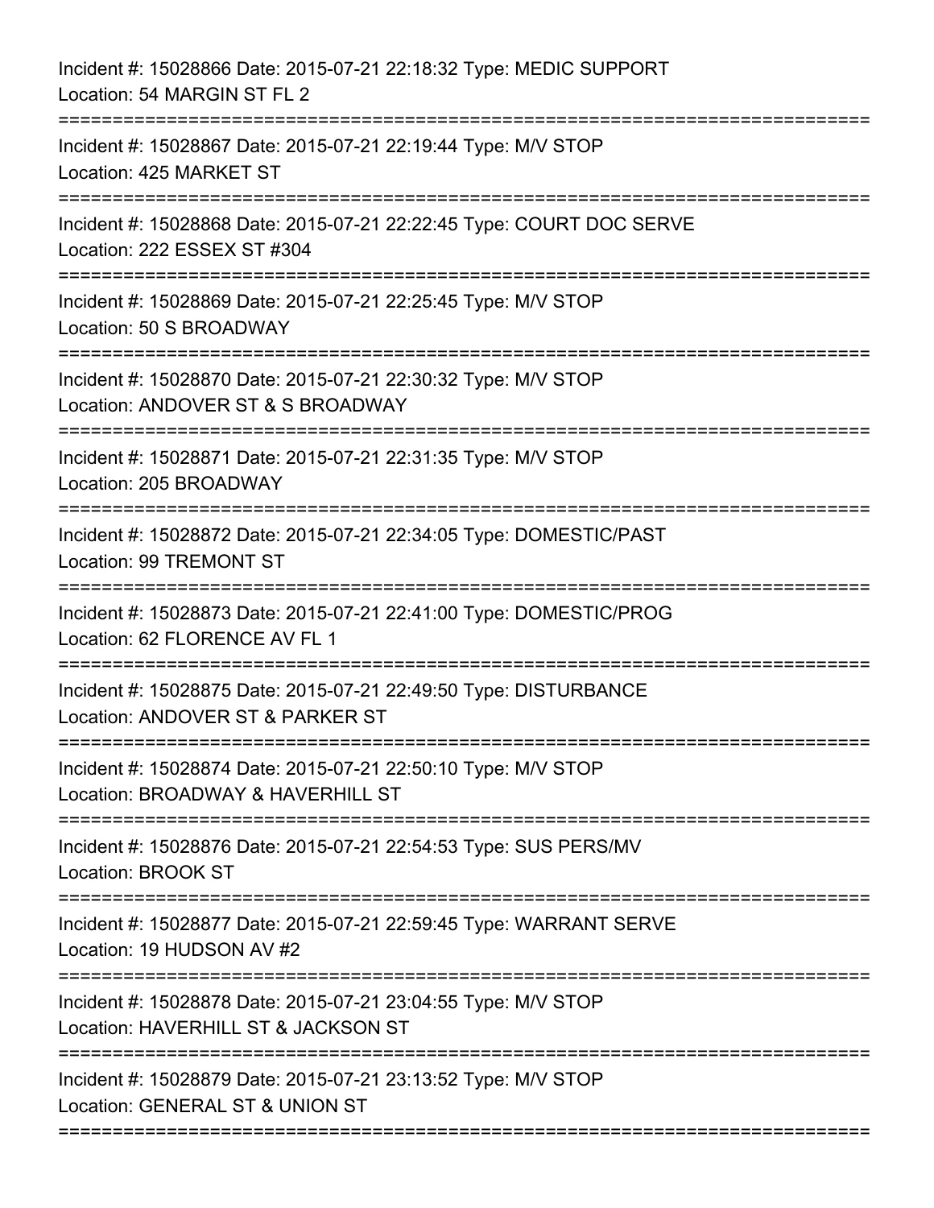Incident #: 15028866 Date: 2015-07-21 22:18:32 Type: MEDIC SUPPORT
Location: 54 MARGIN ST FL 2

===========================================================================

Incident #: 15028867 Date: 2015-07-21 22:19:44 Type: M/V STOP
Location: 425 MARKET ST

===========================================================================

Incident #: 15028868 Date: 2015-07-21 22:22:45 Type: COURT DOC SERVE
Location: 222 ESSEX ST #304

===========================================================================

Incident #: 15028869 Date: 2015-07-21 22:25:45 Type: M/V STOP
Location: 50 S BROADWAY

===========================================================================

Incident #: 15028870 Date: 2015-07-21 22:30:32 Type: M/V STOP
Location: ANDOVER ST & S BROADWAY

===========================================================================

Incident #: 15028871 Date: 2015-07-21 22:31:35 Type: M/V STOP
Location: 205 BROADWAY

===========================================================================

Incident #: 15028872 Date: 2015-07-21 22:34:05 Type: DOMESTIC/PAST
Location: 99 TREMONT ST

===========================================================================

Incident #: 15028873 Date: 2015-07-21 22:41:00 Type: DOMESTIC/PROG
Location: 62 FLORENCE AV FL 1

===========================================================================

Incident #: 15028875 Date: 2015-07-21 22:49:50 Type: DISTURBANCE
Location: ANDOVER ST & PARKER ST

===========================================================================

Incident #: 15028874 Date: 2015-07-21 22:50:10 Type: M/V STOP
Location: BROADWAY & HAVERHILL ST

===========================================================================

Incident #: 15028876 Date: 2015-07-21 22:54:53 Type: SUS PERS/MV
Location: BROOK ST

===========================================================================

Incident #: 15028877 Date: 2015-07-21 22:59:45 Type: WARRANT SERVE
Location: 19 HUDSON AV #2

===========================================================================

Incident #: 15028878 Date: 2015-07-21 23:04:55 Type: M/V STOP
Location: HAVERHILL ST & JACKSON ST

===========================================================================

Incident #: 15028879 Date: 2015-07-21 23:13:52 Type: M/V STOP
Location: GENERAL ST & UNION ST

===========================================================================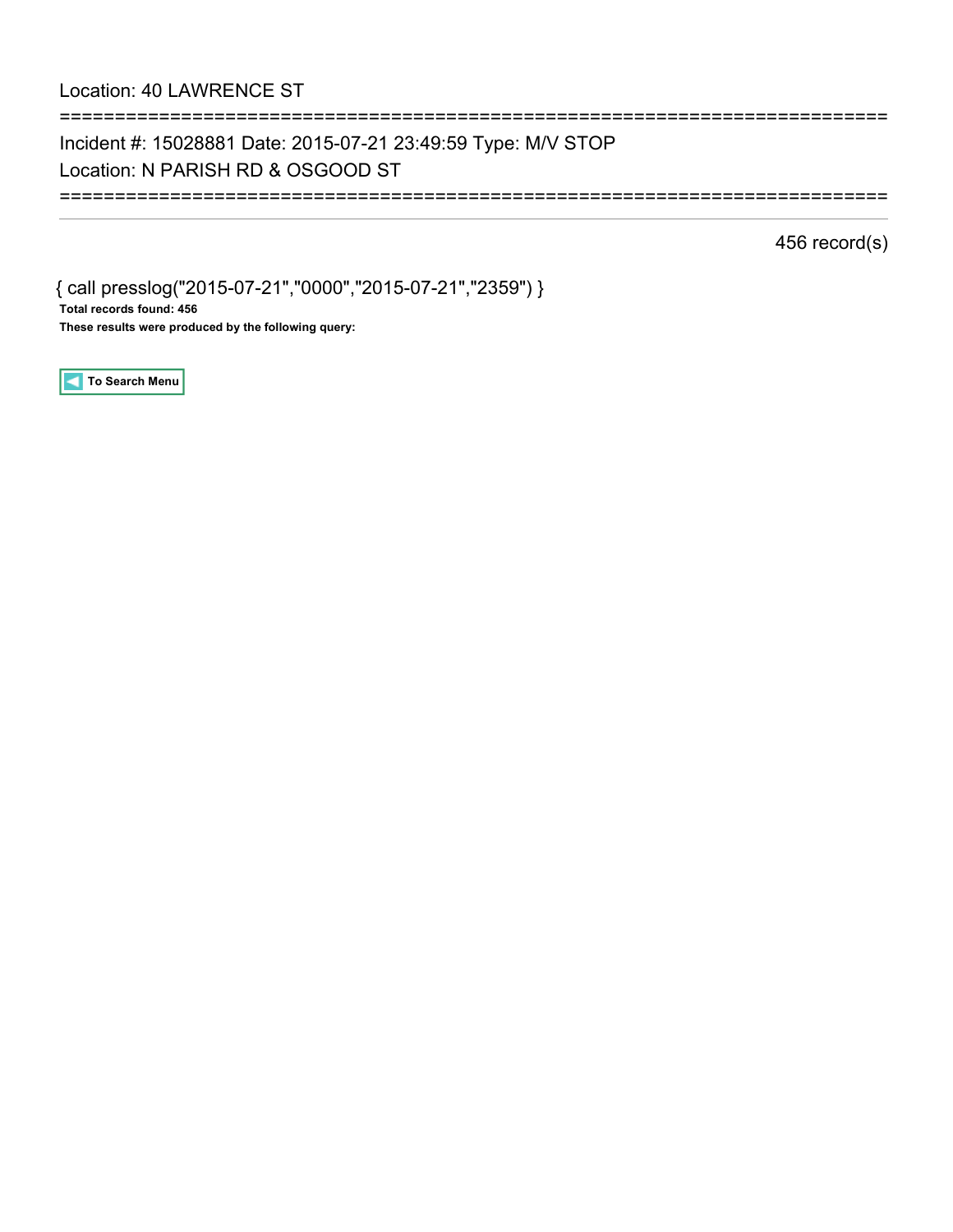Location: 40 LAWRENCE ST

===========================================================================

Incident #: 15028881 Date: 2015-07-21 23:49:59 Type: M/V STOP

Location: N PARISH RD & OSGOOD ST

===========================================================================

---

456 record(s)

{ call presslog("2015-07-21","0000","2015-07-21","2359") }

**Total records found: 456**

**These results were produced by the following query:**

To Search Menu